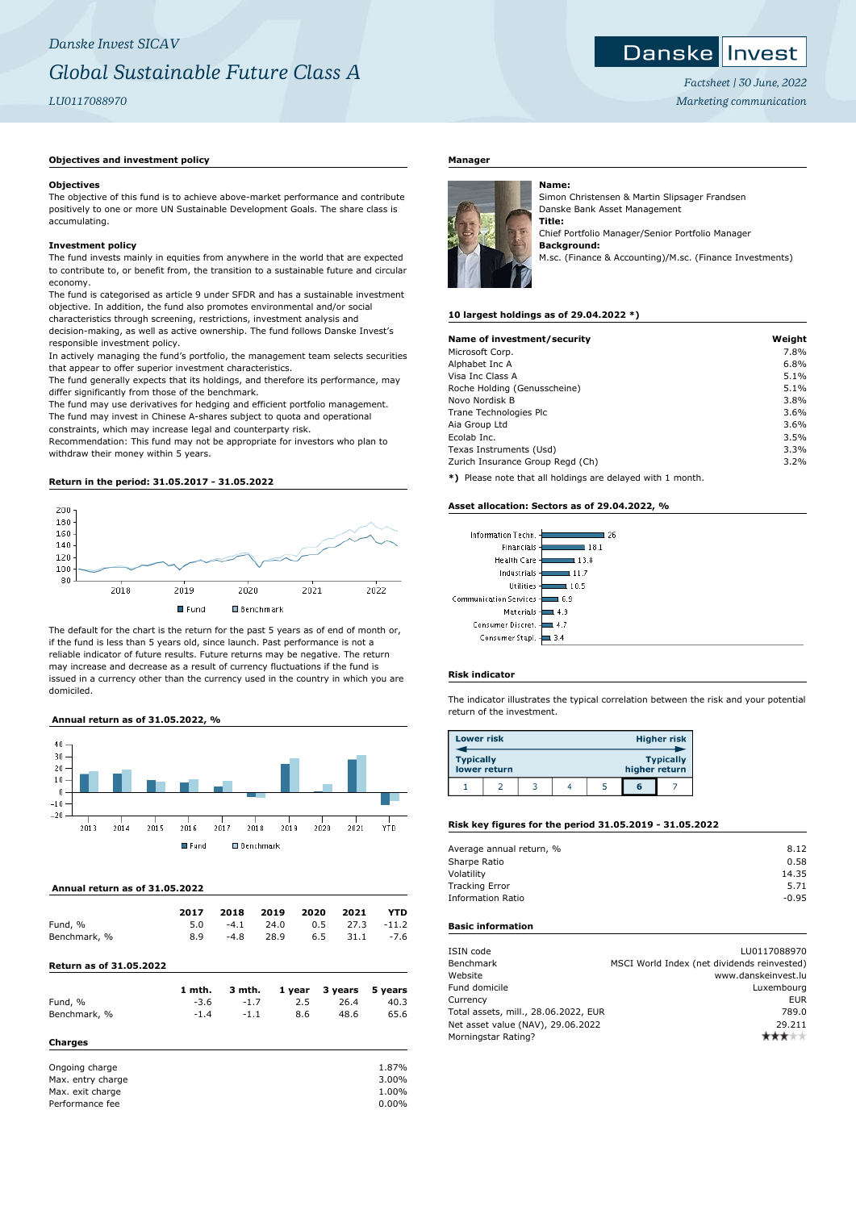*Danske Invest SICAV*

# *Global Sustainable Future Class A*

*LU0117088970*

*Factsheet | 30 June, 2022*
*Marketing communication*

## Objectives and investment policy

### Objectives

The objective of this fund is to achieve above-market performance and contribute positively to one or more UN Sustainable Development Goals. The share class is accumulating.

### Investment policy

The fund invests mainly in equities from anywhere in the world that are expected to contribute to, or benefit from, the transition to a sustainable future and circular economy.

The fund is categorised as article 9 under SFDR and has a sustainable investment objective. In addition, the fund also promotes environmental and/or social characteristics through screening, restrictions, investment analysis and decision-making, as well as active ownership. The fund follows Danske Invest's responsible investment policy.

In actively managing the fund's portfolio, the management team selects securities that appear to offer superior investment characteristics.

The fund generally expects that its holdings, and therefore its performance, may differ significantly from those of the benchmark.

The fund may use derivatives for hedging and efficient portfolio management.

The fund may invest in Chinese A-shares subject to quota and operational constraints, which may increase legal and counterparty risk.

Recommendation: This fund may not be appropriate for investors who plan to withdraw their money within 5 years.

## Return in the period: 31.05.2017 - 31.05.2022

Fund / Benchmark

The default for the chart is the return for the past 5 years as of end of month or, if the fund is less than 5 years old, since launch. Past performance is not a reliable indicator of future results. Future returns may be negative. The return may increase and decrease as a result of currency fluctuations if the fund is issued in a currency other than the currency used in the country in which you are domiciled.

## Annual return as of 31.05.2022, %

Fund / Benchmark

## Annual return as of 31.05.2022

| | 2017 | 2018 | 2019 | 2020 | 2021 | YTD |
|---|---|---|---|---|---|---|
| Fund, % | 5.0 | -4.1 | 24.0 | 0.5 | 27.3 | -11.2 |
| Benchmark, % | 8.9 | -4.8 | 28.9 | 6.5 | 31.1 | -7.6 |

## Return as of 31.05.2022

| | 1 mth. | 3 mth. | 1 year | 3 years | 5 years |
|---|---|---|---|---|---|
| Fund, % | -3.6 | -1.7 | 2.5 | 26.4 | 40.3 |
| Benchmark, % | -1.4 | -1.1 | 8.6 | 48.6 | 65.6 |

## Charges

| | |
|---|---|
| Ongoing charge | 1.87% |
| Max. entry charge | 3.00% |
| Max. exit charge | 1.00% |
| Performance fee | 0.00% |

## Manager

**Name:**
Simon Christensen & Martin Slipsager Frandsen
Danske Bank Asset Management
**Title:**
Chief Portfolio Manager/Senior Portfolio Manager
**Background:**
M.sc. (Finance & Accounting)/M.sc. (Finance Investments)

## 10 largest holdings as of 29.04.2022 *)

| Name of investment/security | Weight |
|---|---|
| Microsoft Corp. | 7.8% |
| Alphabet Inc A | 6.8% |
| Visa Inc Class A | 5.1% |
| Roche Holding (Genusscheine) | 5.1% |
| Novo Nordisk B | 3.8% |
| Trane Technologies Plc | 3.6% |
| Aia Group Ltd | 3.6% |
| Ecolab Inc. | 3.5% |
| Texas Instruments (Usd) | 3.3% |
| Zurich Insurance Group Regd (Ch) | 3.2% |

**\*)** Please note that all holdings are delayed with 1 month.

## Asset allocation: Sectors as of 29.04.2022, %

| Sector | % |
|---|---|
| Information Techn. | 26 |
| Financials | 18.1 |
| Health Care | 13.8 |
| Industrials | 11.7 |
| Utilities | 10.5 |
| Communication Services | 6.9 |
| Materials | 4.9 |
| Consumer Discret. | 4.7 |
| Consumer Stapl. | 3.4 |

## Risk indicator

The indicator illustrates the typical correlation between the risk and your potential return of the investment.

Lower risk — Higher risk
Typically lower return — Typically higher return

| 1 | 2 | 3 | 4 | 5 | **6** | 7 |
|---|---|---|---|---|---|---|

## Risk key figures for the period 31.05.2019 - 31.05.2022

| | |
|---|---|
| Average annual return, % | 8.12 |
| Sharpe Ratio | 0.58 |
| Volatility | 14.35 |
| Tracking Error | 5.71 |
| Information Ratio | -0.95 |

## Basic information

| | |
|---|---|
| ISIN code | LU0117088970 |
| Benchmark | MSCI World Index (net dividends reinvested) |
| Website | www.danskeinvest.lu |
| Fund domicile | Luxembourg |
| Currency | EUR |
| Total assets, mill., 28.06.2022, EUR | 789.0 |
| Net asset value (NAV), 29.06.2022 | 29.211 |
| Morningstar Rating? | ★★★☆☆ |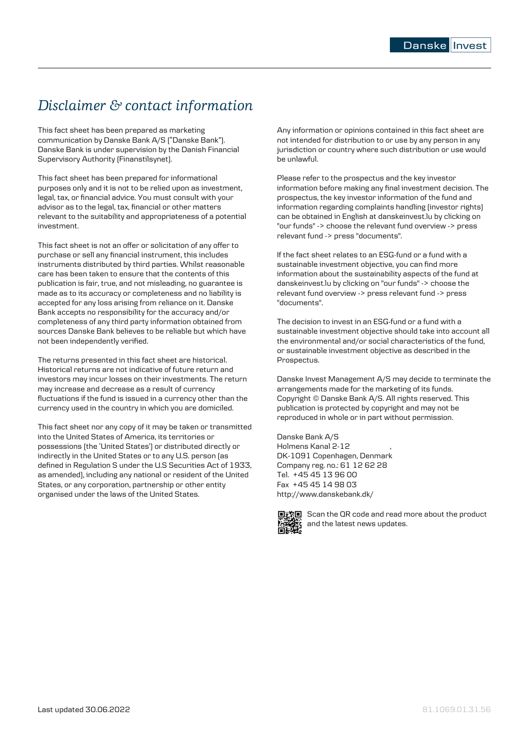# *Disclaimer & contact information*

This fact sheet has been prepared as marketing communication by Danske Bank A/S ("Danske Bank"). Danske Bank is under supervision by the Danish Financial Supervisory Authority (Finanstilsynet).

This fact sheet has been prepared for informational purposes only and it is not to be relied upon as investment, legal, tax, or financial advice. You must consult with your advisor as to the legal, tax, financial or other matters relevant to the suitability and appropriateness of a potential investment.

This fact sheet is not an offer or solicitation of any offer to purchase or sell any financial instrument, this includes instruments distributed by third parties. Whilst reasonable care has been taken to ensure that the contents of this publication is fair, true, and not misleading, no guarantee is made as to its accuracy or completeness and no liability is accepted for any loss arising from reliance on it. Danske Bank accepts no responsibility for the accuracy and/or completeness of any third party information obtained from sources Danske Bank believes to be reliable but which have not been independently verified.

The returns presented in this fact sheet are historical. Historical returns are not indicative of future return and investors may incur losses on their investments. The return may increase and decrease as a result of currency fluctuations if the fund is issued in a currency other than the currency used in the country in which you are domiciled.

This fact sheet nor any copy of it may be taken or transmitted into the United States of America, its territories or possessions (the 'United States') or distributed directly or indirectly in the United States or to any U.S. person (as defined in Regulation S under the U.S Securities Act of 1933, as amended), including any national or resident of the United States, or any corporation, partnership or other entity organised under the laws of the United States.

Any information or opinions contained in this fact sheet are not intended for distribution to or use by any person in any jurisdiction or country where such distribution or use would be unlawful.

Please refer to the prospectus and the key investor information before making any final investment decision. The prospectus, the key investor information of the fund and information regarding complaints handling (investor rights) can be obtained in English at danskeinvest.lu by clicking on "our funds" -> choose the relevant fund overview -> press relevant fund -> press "documents".

If the fact sheet relates to an ESG-fund or a fund with a sustainable investment objective, you can find more information about the sustainability aspects of the fund at danskeinvest.lu by clicking on "our funds" -> choose the relevant fund overview -> press relevant fund -> press "documents".

The decision to invest in an ESG-fund or a fund with a sustainable investment objective should take into account all the environmental and/or social characteristics of the fund, or sustainable investment objective as described in the Prospectus.

Danske Invest Management A/S may decide to terminate the arrangements made for the marketing of its funds. Copyright © Danske Bank A/S. All rights reserved. This publication is protected by copyright and may not be reproduced in whole or in part without permission.

Danske Bank A/S
Holmens Kanal 2-12
DK-1091 Copenhagen, Denmark
Company reg. no.: 61 12 62 28
Tel. +45 45 13 96 00
Fax +45 45 14 98 03
http://www.danskebank.dk/

Scan the QR code and read more about the product and the latest news updates.

Last updated 30.06.2022

81.1069.01.31.56